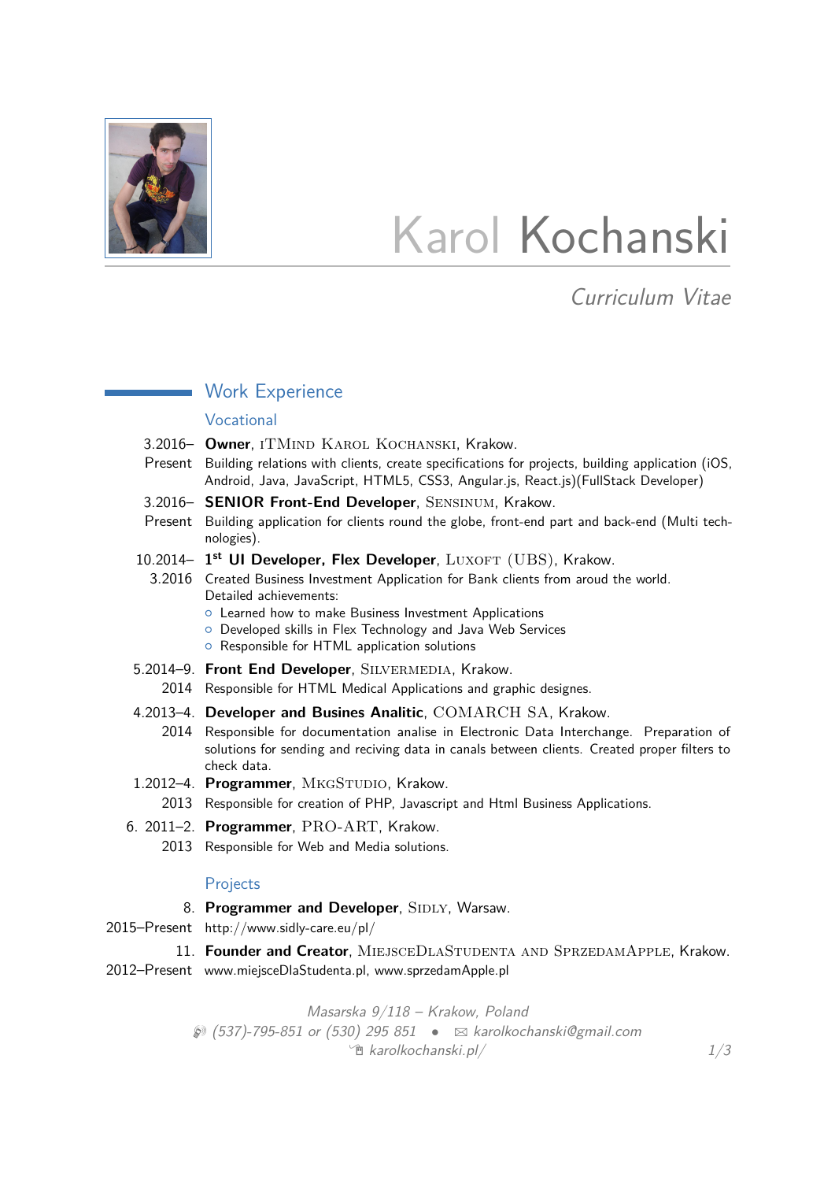# Karol Kochanski

*Curriculum Vitae*

## Work Experience

### Vocational

3.2016– Present
**Owner**, ITMind Karol Kochanski, Krakow.
Building relations with clients, create specifications for projects, building application (iOS, Android, Java, JavaScript, HTML5, CSS3, Angular.js, React.js)(FullStack Developer)

3.2016– Present
**SENIOR Front-End Developer**, Sensinum, Krakow.
Building application for clients round the globe, front-end part and back-end (Multi technologies).

10.2014– 3.2016
**1st UI Developer, Flex Developer**, Luxoft (UBS), Krakow.
Created Business Investment Application for Bank clients from aroud the world.
Detailed achievements:
- Learned how to make Business Investment Applications
- Developed skills in Flex Technology and Java Web Services
- Responsible for HTML application solutions

5.2014–9. 2014
**Front End Developer**, Silvermedia, Krakow.
Responsible for HTML Medical Applications and graphic designes.

4.2013–4. 2014
**Developer and Busines Analitic**, COMARCH SA, Krakow.
Responsible for documentation analise in Electronic Data Interchange. Preparation of solutions for sending and reciving data in canals between clients. Created proper filters to check data.

1.2012–4. 2013
**Programmer**, MkgStudio, Krakow.
Responsible for creation of PHP, Javascript and Html Business Applications.

6. 2011–2. 2013
**Programmer**, PRO-ART, Krakow.
Responsible for Web and Media solutions.

### Projects

8. 2015–Present
**Programmer and Developer**, Sidly, Warsaw.
http://www.sidly-care.eu/pl/

11. 2012–Present
**Founder and Creator**, MiejsceDlaStudenta and SprzedamApple, Krakow.
www.miejsceDlaStudenta.pl, www.sprzedamApple.pl

*Masarska 9/118 – Krakow, Poland*
*(537)-795-851 or (530) 295 851 • karolkochanski@gmail.com*
*karolkochanski.pl/*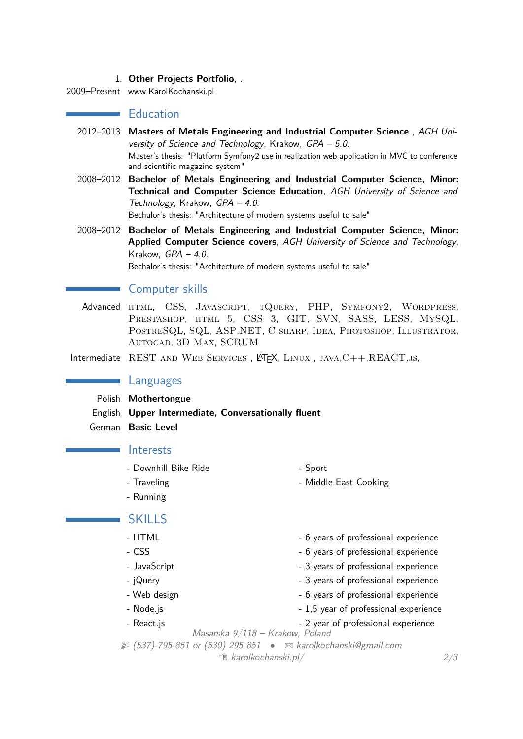1. **Other Projects Portfolio**, .

2009–Present www.KarolKochanski.pl

## Education

2012–2013 **Masters of Metals Engineering and Industrial Computer Science** , *AGH University of Science and Technology*, Krakow, *GPA – 5.0*.
Master's thesis: "Platform Symfony2 use in realization web application in MVC to conference and scientific magazine system"

2008–2012 **Bachelor of Metals Engineering and Industrial Computer Science, Minor: Technical and Computer Science Education**, *AGH University of Science and Technology*, Krakow, *GPA – 4.0*.
Bechalor's thesis: "Architecture of modern systems useful to sale"

2008–2012 **Bachelor of Metals Engineering and Industrial Computer Science, Minor: Applied Computer Science covers**, *AGH University of Science and Technology*, Krakow, *GPA – 4.0*.
Bechalor's thesis: "Architecture of modern systems useful to sale"

## Computer skills

Advanced HTML, CSS, JAVASCRIPT, JQUERY, PHP, SYMFONY2, WORDPRESS, PRESTASHOP, HTML 5, CSS 3, GIT, SVN, SASS, LESS, MYSQL, POSTRESQL, SQL, ASP.NET, C SHARP, IDEA, PHOTOSHOP, ILLUSTRATOR, AUTOCAD, 3D MAX, SCRUM

Intermediate REST AND WEB SERVICES , LaTeX, LINUX , JAVA,C++,REACT,JS,

## Languages

Polish **Mothertongue**

English **Upper Intermediate, Conversationally fluent**

German **Basic Level**

## Interests

- Downhill Bike Ride
- Traveling
- Running
- Sport
- Middle East Cooking

## SKILLS

- HTML - 6 years of professional experience
- CSS - 6 years of professional experience
- JavaScript - 3 years of professional experience
- jQuery - 3 years of professional experience
- Web design - 6 years of professional experience
- Node.js - 1,5 year of professional experience
- React.js - 2 year of professional experience

*Masarska 9/118 – Krakow, Poland*
*(537)-795-851 or (530) 295 851 • karolkochanski@gmail.com*
*karolkochanski.pl/*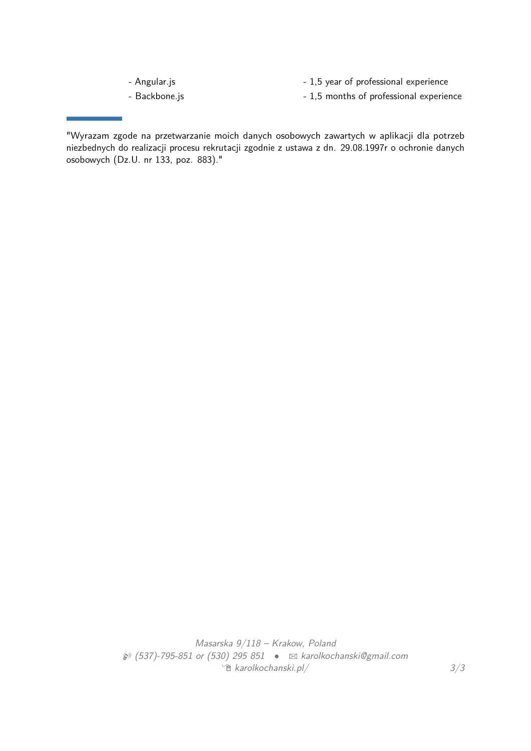| | |
|---|---|
| - Angular.js | - 1,5 year of professional experience |
| - Backbone.js | - 1,5 months of professional experience |

---

"Wyrazam zgode na przetwarzanie moich danych osobowych zawartych w aplikacji dla potrzeb niezbednych do realizacji procesu rekrutacji zgodnie z ustawa z dn. 29.08.1997r o ochronie danych osobowych (Dz.U. nr 133, poz. 883)."